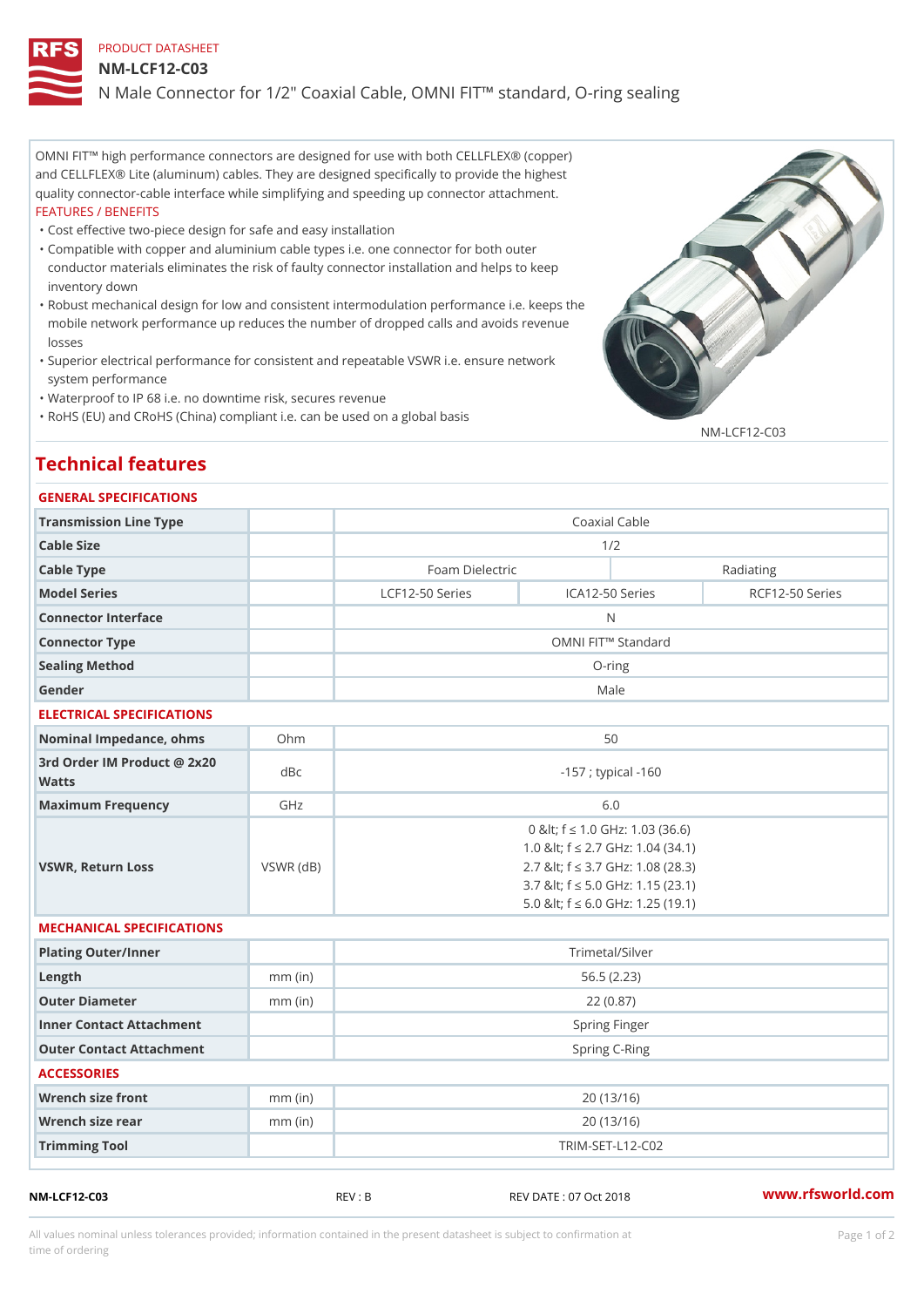PRODUCT DATASHEET

# NM-LCF12-C03

## N Male Connector for 1/2" Coaxial Cable, OMNI FIT™ standard, O-ring sealing

OMNI FIT™ high performance connectors are designed for use with both CELLFLEX® (copper) and CELLFLEX® Lite (aluminum) cables. They are designed specifically to provide the highest quality connector-cable interface while simplifying and speeding up connector attachment.

FEATURES / BENEFITS

- Cost effective two-piece design for safe and easy installation
- Compatible with copper and aluminium cable types i.e. one connector for both outer conductor materials eliminates the risk of faulty connector installation and helps to keep inventory down
- Robust mechanical design for low and consistent intermodulation performance i.e. keeps the mobile network performance up reduces the number of dropped calls and avoids revenue losses
- Superior electrical performance for consistent and repeatable VSWR i.e. ensure network system performance
- Waterproof to IP 68 i.e. no downtime risk, secures revenue
- RoHS (EU) and CRoHS (China) compliant i.e. can be used on a global basis

NM-LCF12-C03

## Technical features

### GENERAL SPECIFICATIONS

| | | | | |
|---|---|---|---|---|
| Transmission Line Type | | Coaxial Cable | | |
| Cable Size | | 1/2 | | |
| Cable Type | | Foam Dielectric | | Radiating |
| Model Series | | LCF12-50 Series | ICA12-50 Series | RCF12-50 Series |
| Connector Interface | | N | | |
| Connector Type | | OMNI FIT™ Standard | | |
| Sealing Method | | O-ring | | |
| Gender | | Male | | |

### ELECTRICAL SPECIFICATIONS

| | | |
|---|---|---|
| Nominal Impedance, ohms | Ohm | 50 |
| 3rd Order IM Product @ 2x20 Watts | dBc | -157 ; typical -160 |
| Maximum Frequency | GHz | 6.0 |
| VSWR, Return Loss | VSWR (dB) | 0 &lt; f ≤ 1.0 GHz: 1.03 (36.6)<br>1.0 &lt; f ≤ 2.7 GHz: 1.04 (34.1)<br>2.7 &lt; f ≤ 3.7 GHz: 1.08 (28.3)<br>3.7 &lt; f ≤ 5.0 GHz: 1.15 (23.1)<br>5.0 &lt; f ≤ 6.0 GHz: 1.25 (19.1) |

### MECHANICAL SPECIFICATIONS

| | | |
|---|---|---|
| Plating Outer/Inner | | Trimetal/Silver |
| Length | mm (in) | 56.5 (2.23) |
| Outer Diameter | mm (in) | 22 (0.87) |
| Inner Contact Attachment | | Spring Finger |
| Outer Contact Attachment | | Spring C-Ring |

### ACCESSORIES

| | | |
|---|---|---|
| Wrench size front | mm (in) | 20 (13/16) |
| Wrench size rear | mm (in) | 20 (13/16) |
| Trimming Tool | | TRIM-SET-L12-C02 |

NM-LCF12-C03 REV : B REV DATE : 07 Oct 2018 www.rfsworld.com

All values nominal unless tolerances provided; information contained in the present datasheet is subject to confirmation at time of ordering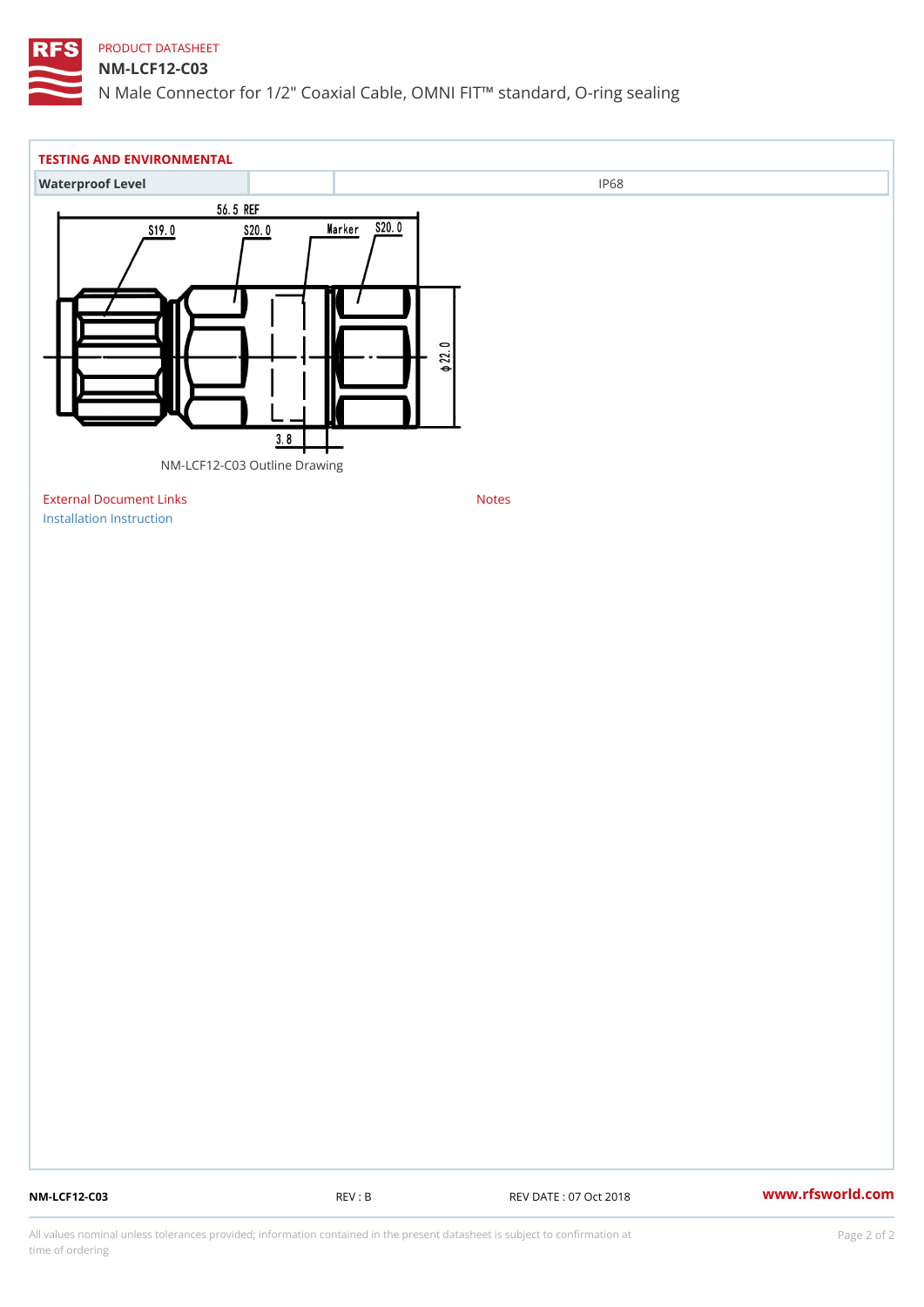## TESTING AND ENVIRONMENTAL

| | | |
|---|---|---|
| Waterproof Level | | IP68 |

56.5 REF
S19.0
S20.0
Marker
S20.0
ϕ22.0
3.8

NM-LCF12-C03 Outline Drawing

External Document Links

Installation Instruction

Notes

NM-LCF12-C03 REV : B REV DATE : 07 Oct 2018 www.rfsworld.com

All values nominal unless tolerances provided; information contained in the present datasheet is subject to confirmation at time of ordering